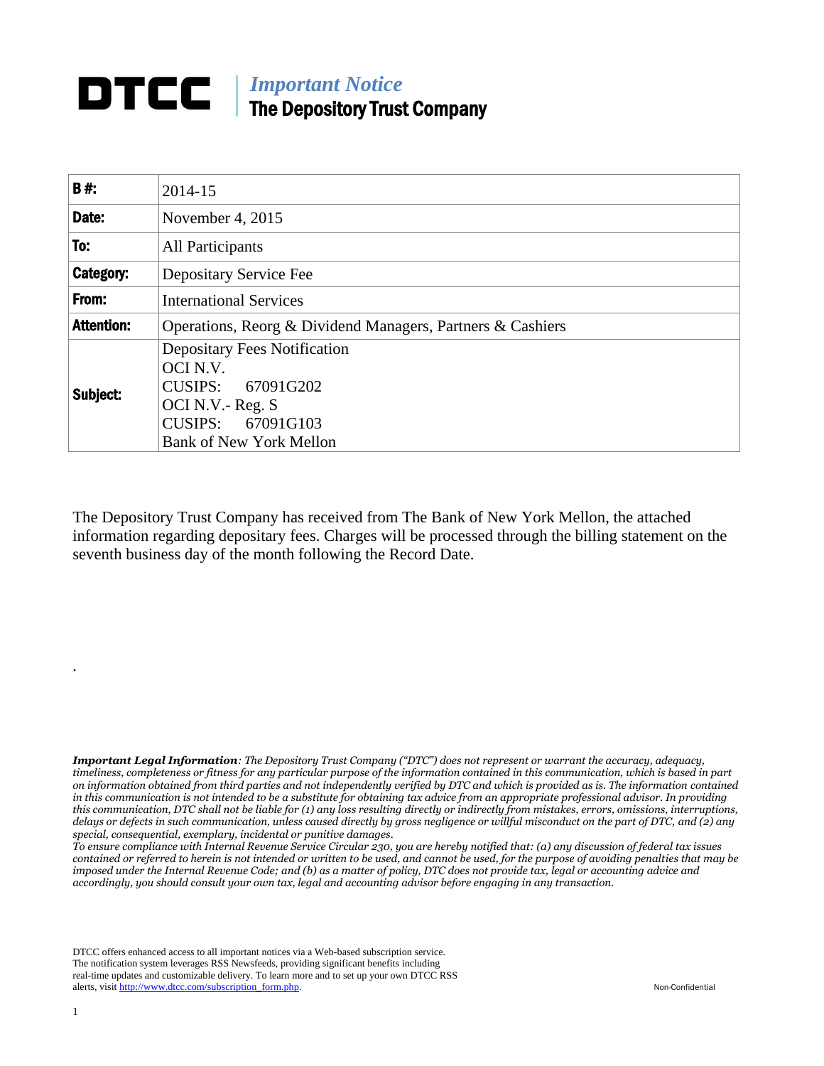# DTCC | *Important Notice* The Depository Trust Company

| | |
|---|---|
| **B #:** | 2014-15 |
| **Date:** | November 4, 2015 |
| **To:** | All Participants |
| **Category:** | Depositary Service Fee |
| **From:** | International Services |
| **Attention:** | Operations, Reorg & Dividend Managers, Partners & Cashiers |
| **Subject:** | Depositary Fees Notification<br>OCI N.V.<br>CUSIPS: 67091G202<br>OCI N.V.- Reg. S<br>CUSIPS: 67091G103<br>Bank of New York Mellon |

The Depository Trust Company has received from The Bank of New York Mellon, the attached information regarding depositary fees. Charges will be processed through the billing statement on the seventh business day of the month following the Record Date.

.

***Important Legal Information****: The Depository Trust Company ("DTC") does not represent or warrant the accuracy, adequacy, timeliness, completeness or fitness for any particular purpose of the information contained in this communication, which is based in part on information obtained from third parties and not independently verified by DTC and which is provided as is. The information contained in this communication is not intended to be a substitute for obtaining tax advice from an appropriate professional advisor. In providing this communication, DTC shall not be liable for (1) any loss resulting directly or indirectly from mistakes, errors, omissions, interruptions, delays or defects in such communication, unless caused directly by gross negligence or willful misconduct on the part of DTC, and (2) any special, consequential, exemplary, incidental or punitive damages.*

*To ensure compliance with Internal Revenue Service Circular 230, you are hereby notified that: (a) any discussion of federal tax issues contained or referred to herein is not intended or written to be used, and cannot be used, for the purpose of avoiding penalties that may be imposed under the Internal Revenue Code; and (b) as a matter of policy, DTC does not provide tax, legal or accounting advice and accordingly, you should consult your own tax, legal and accounting advisor before engaging in any transaction.*

DTCC offers enhanced access to all important notices via a Web-based subscription service. The notification system leverages RSS Newsfeeds, providing significant benefits including real-time updates and customizable delivery. To learn more and to set up your own DTCC RSS alerts, visit http://www.dtcc.com/subscription_form.php.

Non-Confidential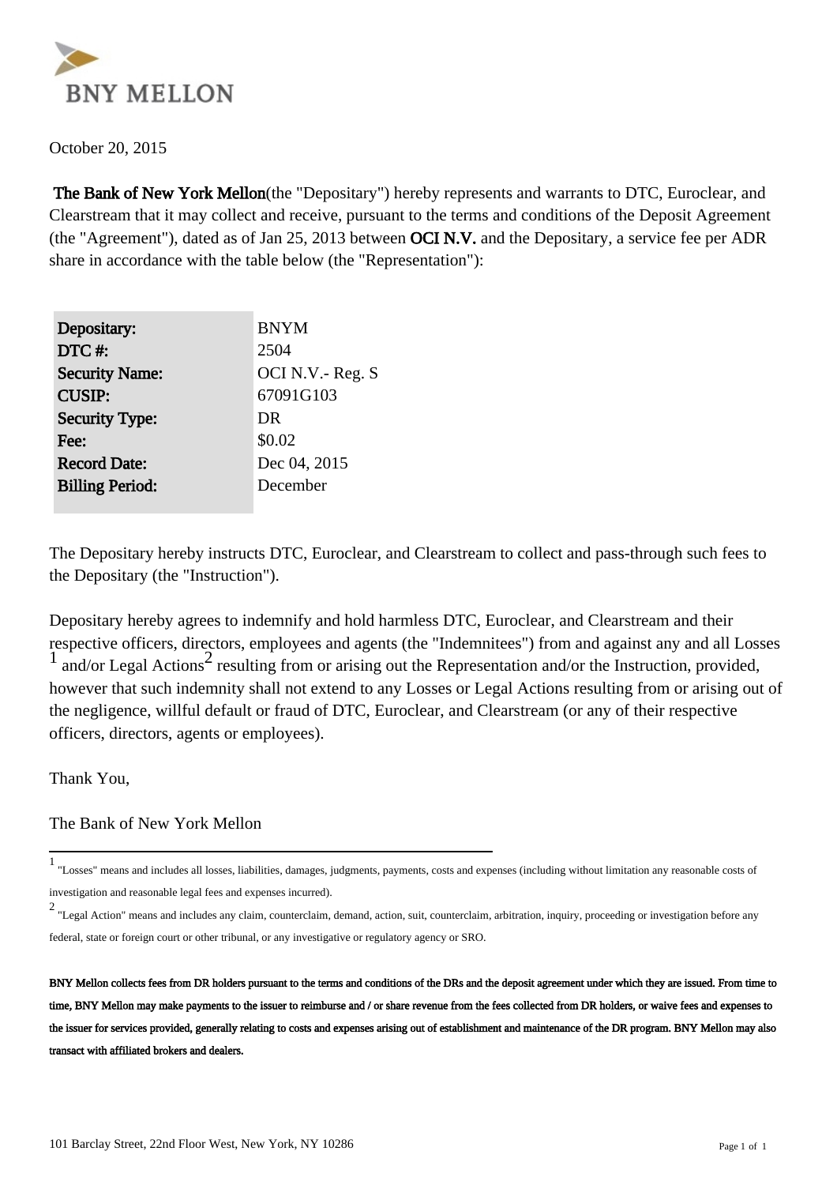BNY MELLON

October 20, 2015

**The Bank of New York Mellon**(the "Depositary") hereby represents and warrants to DTC, Euroclear, and Clearstream that it may collect and receive, pursuant to the terms and conditions of the Deposit Agreement (the "Agreement"), dated as of Jan 25, 2013 between **OCI N.V.** and the Depositary, a service fee per ADR share in accordance with the table below (the "Representation"):

| | |
|---|---|
| **Depositary:** | BNYM |
| **DTC #:** | 2504 |
| **Security Name:** | OCI N.V.- Reg. S |
| **CUSIP:** | 67091G103 |
| **Security Type:** | DR |
| **Fee:** | $0.02 |
| **Record Date:** | Dec 04, 2015 |
| **Billing Period:** | December |

The Depositary hereby instructs DTC, Euroclear, and Clearstream to collect and pass-through such fees to the Depositary (the "Instruction").

Depositary hereby agrees to indemnify and hold harmless DTC, Euroclear, and Clearstream and their respective officers, directors, employees and agents (the "Indemnitees") from and against any and all Losses [1] and/or Legal Actions[2] resulting from or arising out the Representation and/or the Instruction, provided, however that such indemnity shall not extend to any Losses or Legal Actions resulting from or arising out of the negligence, willful default or fraud of DTC, Euroclear, and Clearstream (or any of their respective officers, directors, agents or employees).

Thank You,

The Bank of New York Mellon

---

[1] "Losses" means and includes all losses, liabilities, damages, judgments, payments, costs and expenses (including without limitation any reasonable costs of investigation and reasonable legal fees and expenses incurred).

[2] "Legal Action" means and includes any claim, counterclaim, demand, action, suit, counterclaim, arbitration, inquiry, proceeding or investigation before any federal, state or foreign court or other tribunal, or any investigative or regulatory agency or SRO.

**BNY Mellon collects fees from DR holders pursuant to the terms and conditions of the DRs and the deposit agreement under which they are issued. From time to time, BNY Mellon may make payments to the issuer to reimburse and / or share revenue from the fees collected from DR holders, or waive fees and expenses to the issuer for services provided, generally relating to costs and expenses arising out of establishment and maintenance of the DR program. BNY Mellon may also transact with affiliated brokers and dealers.**

101 Barclay Street, 22nd Floor West, New York, NY 10286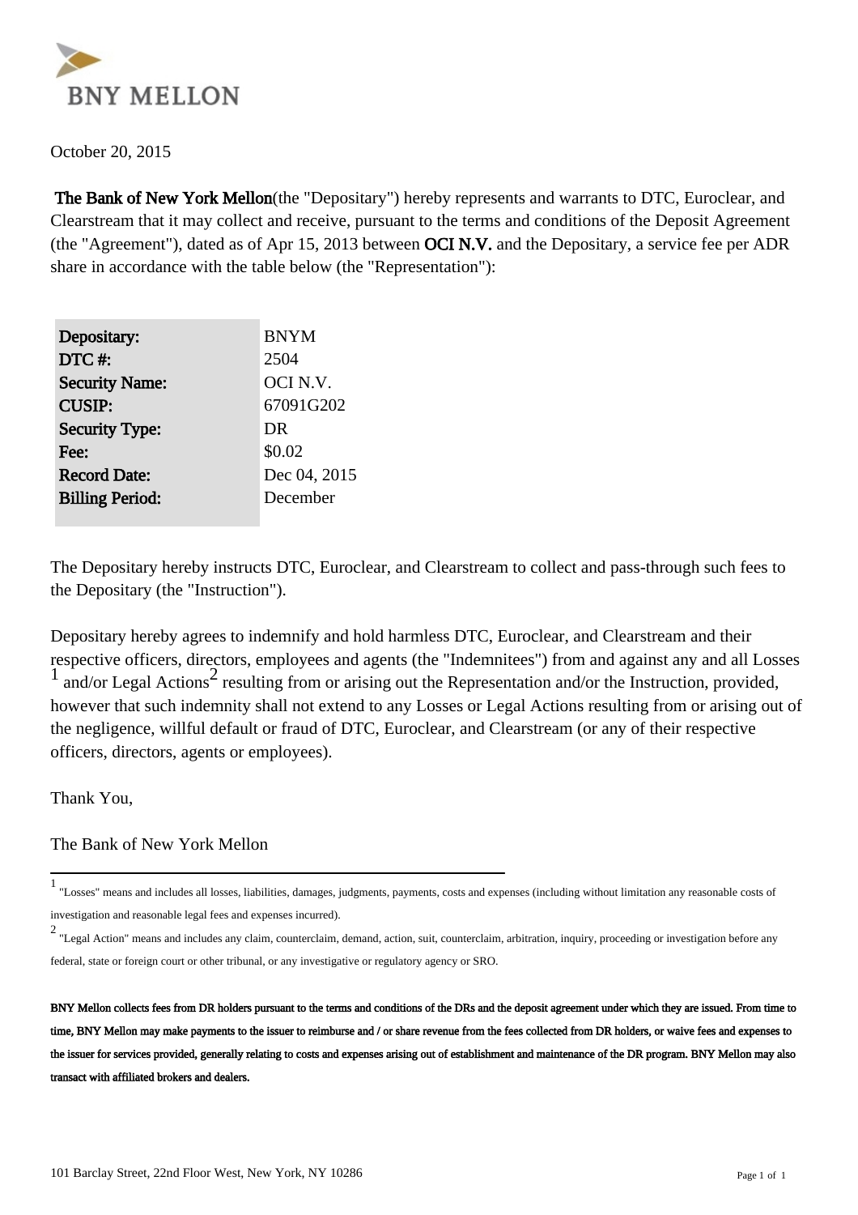BNY MELLON

October 20, 2015

**The Bank of New York Mellon**(the "Depositary") hereby represents and warrants to DTC, Euroclear, and Clearstream that it may collect and receive, pursuant to the terms and conditions of the Deposit Agreement (the "Agreement"), dated as of Apr 15, 2013 between **OCI N.V.** and the Depositary, a service fee per ADR share in accordance with the table below (the "Representation"):

| | |
|---|---|
| **Depositary:** | BNYM |
| **DTC #:** | 2504 |
| **Security Name:** | OCI N.V. |
| **CUSIP:** | 67091G202 |
| **Security Type:** | DR |
| **Fee:** | $0.02 |
| **Record Date:** | Dec 04, 2015 |
| **Billing Period:** | December |

The Depositary hereby instructs DTC, Euroclear, and Clearstream to collect and pass-through such fees to the Depositary (the "Instruction").

Depositary hereby agrees to indemnify and hold harmless DTC, Euroclear, and Clearstream and their respective officers, directors, employees and agents (the "Indemnitees") from and against any and all Losses [1] and/or Legal Actions[2] resulting from or arising out the Representation and/or the Instruction, provided, however that such indemnity shall not extend to any Losses or Legal Actions resulting from or arising out of the negligence, willful default or fraud of DTC, Euroclear, and Clearstream (or any of their respective officers, directors, agents or employees).

Thank You,

The Bank of New York Mellon

---

[1] "Losses" means and includes all losses, liabilities, damages, judgments, payments, costs and expenses (including without limitation any reasonable costs of investigation and reasonable legal fees and expenses incurred).

[2] "Legal Action" means and includes any claim, counterclaim, demand, action, suit, counterclaim, arbitration, inquiry, proceeding or investigation before any federal, state or foreign court or other tribunal, or any investigative or regulatory agency or SRO.

**BNY Mellon collects fees from DR holders pursuant to the terms and conditions of the DRs and the deposit agreement under which they are issued. From time to time, BNY Mellon may make payments to the issuer to reimburse and / or share revenue from the fees collected from DR holders, or waive fees and expenses to the issuer for services provided, generally relating to costs and expenses arising out of establishment and maintenance of the DR program. BNY Mellon may also transact with affiliated brokers and dealers.**

101 Barclay Street, 22nd Floor West, New York, NY 10286